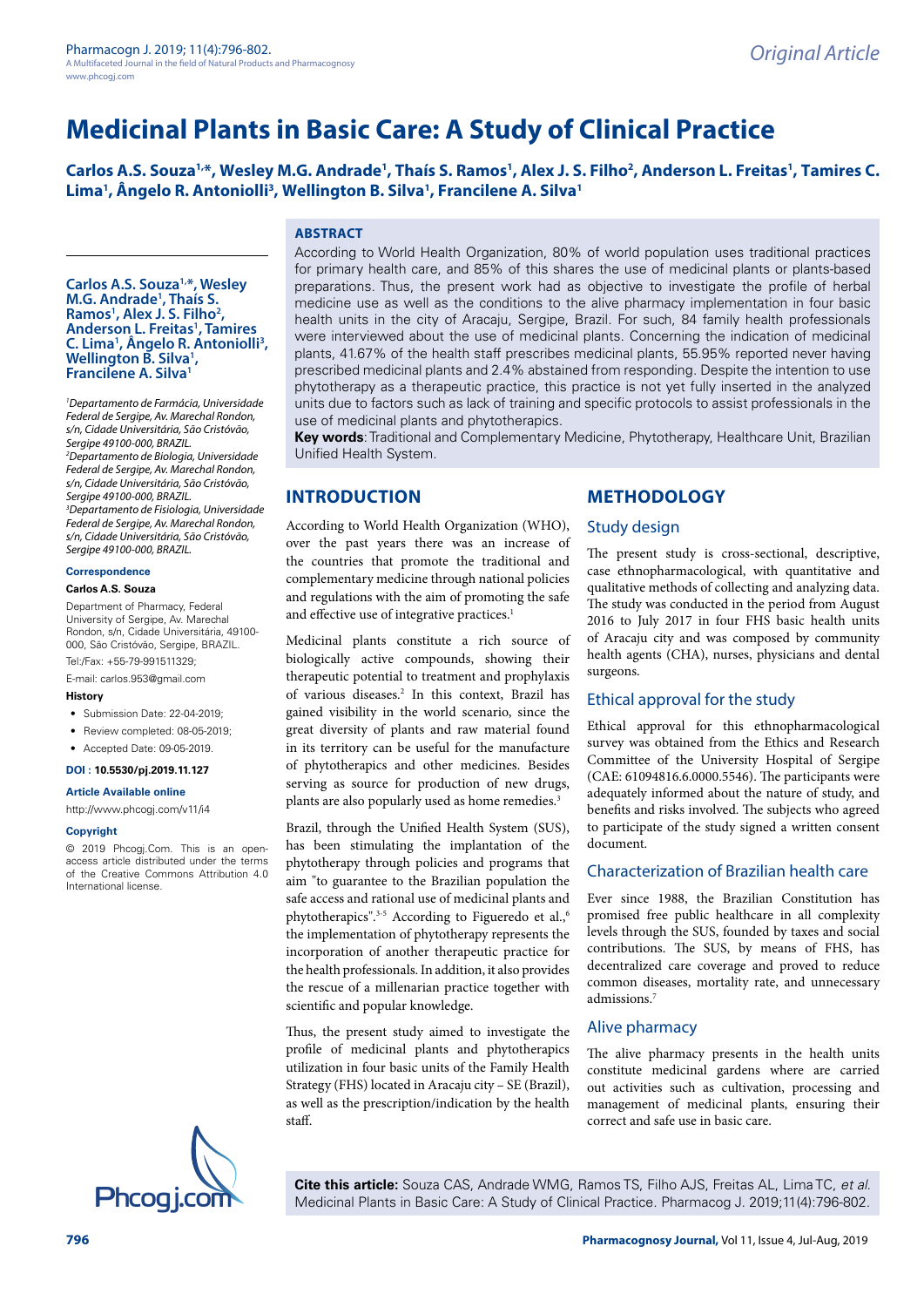# Medicinal Plants in Basic Care: A Study of Clinical Practice

**Carlos A.S. Souza[1,*], Wesley M.G. Andrade[1], Thaís S. Ramos[1], Alex J. S. Filho[2], Anderson L. Freitas[1], Tamires C. Lima[1], Ângelo R. Antoniolli[3], Wellington B. Silva[1], Francilene A. Silva[1]**

[1]*Departamento de Farmácia, Universidade Federal de Sergipe, Av. Marechal Rondon, s/n, Cidade Universitária, São Cristóvão, Sergipe 49100-000, BRAZIL.*
[2]*Departamento de Biologia, Universidade Federal de Sergipe, Av. Marechal Rondon, s/n, Cidade Universitária, São Cristóvão, Sergipe 49100-000, BRAZIL.*
[3]*Departamento de Fisiologia, Universidade Federal de Sergipe, Av. Marechal Rondon, s/n, Cidade Universitária, São Cristóvão, Sergipe 49100-000, BRAZIL.*

**Correspondence**

**Carlos A.S. Souza**

Department of Pharmacy, Federal University of Sergipe, Av. Marechal Rondon, s/n, Cidade Universitária, 49100-000, São Cristóvão, Sergipe, BRAZIL.

Tel:/Fax: +55-79-991511329;

E-mail: carlos.953@gmail.com

**History**

- Submission Date: 22-04-2019;
- Review completed: 08-05-2019;
- Accepted Date: 09-05-2019.

**DOI : 10.5530/pj.2019.11.127**

**Article Available online**

http://www.phcogj.com/v11/i4

**Copyright**

© 2019 Phcogj.Com. This is an open-access article distributed under the terms of the Creative Commons Attribution 4.0 International license.

## ABSTRACT

According to World Health Organization, 80% of world population uses traditional practices for primary health care, and 85% of this shares the use of medicinal plants or plants-based preparations. Thus, the present work had as objective to investigate the profile of herbal medicine use as well as the conditions to the alive pharmacy implementation in four basic health units in the city of Aracaju, Sergipe, Brazil. For such, 84 family health professionals were interviewed about the use of medicinal plants. Concerning the indication of medicinal plants, 41.67% of the health staff prescribes medicinal plants, 55.95% reported never having prescribed medicinal plants and 2.4% abstained from responding. Despite the intention to use phytotherapy as a therapeutic practice, this practice is not yet fully inserted in the analyzed units due to factors such as lack of training and specific protocols to assist professionals in the use of medicinal plants and phytotherapics.

**Key words**: Traditional and Complementary Medicine, Phytotherapy, Healthcare Unit, Brazilian Unified Health System.

## INTRODUCTION

According to World Health Organization (WHO), over the past years there was an increase of the countries that promote the traditional and complementary medicine through national policies and regulations with the aim of promoting the safe and effective use of integrative practices.[1]

Medicinal plants constitute a rich source of biologically active compounds, showing their therapeutic potential to treatment and prophylaxis of various diseases.[2] In this context, Brazil has gained visibility in the world scenario, since the great diversity of plants and raw material found in its territory can be useful for the manufacture of phytotherapics and other medicines. Besides serving as source for production of new drugs, plants are also popularly used as home remedies.[3]

Brazil, through the Unified Health System (SUS), has been stimulating the implantation of the phytotherapy through policies and programs that aim "to guarantee to the Brazilian population the safe access and rational use of medicinal plants and phytotherapics".[3-5] According to Figueredo et al.,[6] the implementation of phytotherapy represents the incorporation of another therapeutic practice for the health professionals. In addition, it also provides the rescue of a millenarian practice together with scientific and popular knowledge.

Thus, the present study aimed to investigate the profile of medicinal plants and phytotherapics utilization in four basic units of the Family Health Strategy (FHS) located in Aracaju city – SE (Brazil), as well as the prescription/indication by the health staff.

## METHODOLOGY

### Study design

The present study is cross-sectional, descriptive, case ethnopharmacological, with quantitative and qualitative methods of collecting and analyzing data. The study was conducted in the period from August 2016 to July 2017 in four FHS basic health units of Aracaju city and was composed by community health agents (CHA), nurses, physicians and dental surgeons.

### Ethical approval for the study

Ethical approval for this ethnopharmacological survey was obtained from the Ethics and Research Committee of the University Hospital of Sergipe (CAE: 61094816.6.0000.5546). The participants were adequately informed about the nature of study, and benefits and risks involved. The subjects who agreed to participate of the study signed a written consent document.

### Characterization of Brazilian health care

Ever since 1988, the Brazilian Constitution has promised free public healthcare in all complexity levels through the SUS, founded by taxes and social contributions. The SUS, by means of FHS, has decentralized care coverage and proved to reduce common diseases, mortality rate, and unnecessary admissions.[7]

### Alive pharmacy

The alive pharmacy presents in the health units constitute medicinal gardens where are carried out activities such as cultivation, processing and management of medicinal plants, ensuring their correct and safe use in basic care.

**Cite this article:** Souza CAS, Andrade WMG, Ramos TS, Filho AJS, Freitas AL, Lima TC, *et al.* Medicinal Plants in Basic Care: A Study of Clinical Practice. Pharmacog J. 2019;11(4):796-802.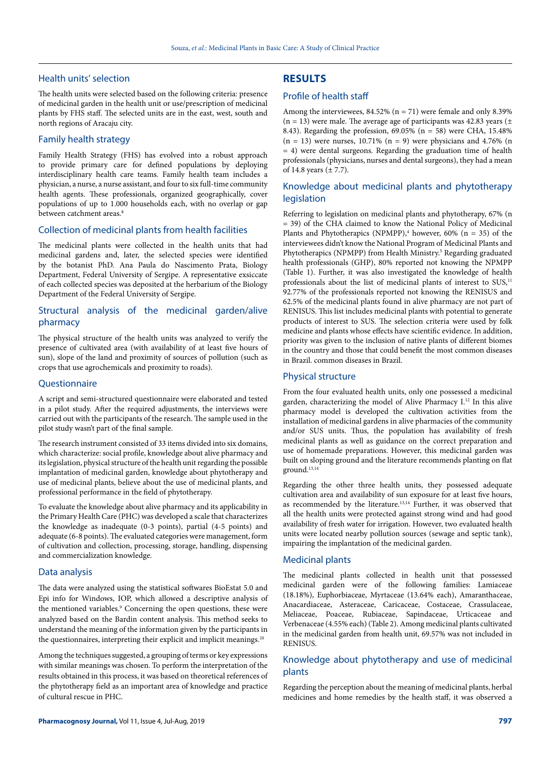### Health units' selection

The health units were selected based on the following criteria: presence of medicinal garden in the health unit or use/prescription of medicinal plants by FHS staff. The selected units are in the east, west, south and north regions of Aracaju city.

### Family health strategy

Family Health Strategy (FHS) has evolved into a robust approach to provide primary care for defined populations by deploying interdisciplinary health care teams. Family health team includes a physician, a nurse, a nurse assistant, and four to six full-time community health agents. These professionals, organized geographically, cover populations of up to 1.000 households each, with no overlap or gap between catchment areas.[8]

### Collection of medicinal plants from health facilities

The medicinal plants were collected in the health units that had medicinal gardens and, later, the selected species were identified by the botanist PhD. Ana Paula do Nascimento Prata, Biology Department, Federal University of Sergipe. A representative exsiccate of each collected species was deposited at the herbarium of the Biology Department of the Federal University of Sergipe.

### Structural analysis of the medicinal garden/alive pharmacy

The physical structure of the health units was analyzed to verify the presence of cultivated area (with availability of at least five hours of sun), slope of the land and proximity of sources of pollution (such as crops that use agrochemicals and proximity to roads).

### Questionnaire

A script and semi-structured questionnaire were elaborated and tested in a pilot study. After the required adjustments, the interviews were carried out with the participants of the research. The sample used in the pilot study wasn't part of the final sample.

The research instrument consisted of 33 items divided into six domains, which characterize: social profile, knowledge about alive pharmacy and its legislation, physical structure of the health unit regarding the possible implantation of medicinal garden, knowledge about phytotherapy and use of medicinal plants, believe about the use of medicinal plants, and professional performance in the field of phytotherapy.

To evaluate the knowledge about alive pharmacy and its applicability in the Primary Health Care (PHC) was developed a scale that characterizes the knowledge as inadequate (0-3 points), partial (4-5 points) and adequate (6-8 points). The evaluated categories were management, form of cultivation and collection, processing, storage, handling, dispensing and commercialization knowledge.

### Data analysis

The data were analyzed using the statistical softwares BioEstat 5.0 and Epi info for Windows, IOP, which allowed a descriptive analysis of the mentioned variables.[9] Concerning the open questions, these were analyzed based on the Bardin content analysis. This method seeks to understand the meaning of the information given by the participants in the questionnaires, interpreting their explicit and implicit meanings.[10]

Among the techniques suggested, a grouping of terms or key expressions with similar meanings was chosen. To perform the interpretation of the results obtained in this process, it was based on theoretical references of the phytotherapy field as an important area of knowledge and practice of cultural rescue in PHC.

## RESULTS

### Profile of health staff

Among the interviewees, 84.52% (n = 71) were female and only 8.39% (n = 13) were male. The average age of participants was 42.83 years (± 8.43). Regarding the profession, 69.05% (n = 58) were CHA, 15.48% (n = 13) were nurses, 10.71% (n = 9) were physicians and 4.76% (n = 4) were dental surgeons. Regarding the graduation time of health professionals (physicians, nurses and dental surgeons), they had a mean of 14.8 years (± 7.7).

### Knowledge about medicinal plants and phytotherapy legislation

Referring to legislation on medicinal plants and phytotherapy, 67% (n = 39) of the CHA claimed to know the National Policy of Medicinal Plants and Phytotherapics (NPMPP),[4] however, 60% (n = 35) of the interviewees didn't know the National Program of Medicinal Plants and Phytotherapics (NPMPP) from Health Ministry.[5] Regarding graduated health professionals (GHP), 80% reported not knowing the NPMPP (Table 1). Further, it was also investigated the knowledge of health professionals about the list of medicinal plants of interest to SUS,[11] 92.77% of the professionals reported not knowing the RENISUS and 62.5% of the medicinal plants found in alive pharmacy are not part of RENISUS. This list includes medicinal plants with potential to generate products of interest to SUS. The selection criteria were used by folk medicine and plants whose effects have scientific evidence. In addition, priority was given to the inclusion of native plants of different biomes in the country and those that could benefit the most common diseases in Brazil. common diseases in Brazil.

### Physical structure

From the four evaluated health units, only one possessed a medicinal garden, characterizing the model of Alive Pharmacy I.[12] In this alive pharmacy model is developed the cultivation activities from the installation of medicinal gardens in alive pharmacies of the community and/or SUS units. Thus, the population has availability of fresh medicinal plants as well as guidance on the correct preparation and use of homemade preparations. However, this medicinal garden was built on sloping ground and the literature recommends planting on flat ground.[13,14]

Regarding the other three health units, they possessed adequate cultivation area and availability of sun exposure for at least five hours, as recommended by the literature.[13,14] Further, it was observed that all the health units were protected against strong wind and had good availability of fresh water for irrigation. However, two evaluated health units were located nearby pollution sources (sewage and septic tank), impairing the implantation of the medicinal garden.

### Medicinal plants

The medicinal plants collected in health unit that possessed medicinal garden were of the following families: Lamiaceae (18.18%), Euphorbiaceae, Myrtaceae (13.64% each), Amaranthaceae, Anacardiaceae, Asteraceae, Caricaceae, Costaceae, Crassulaceae, Meliaceae, Poaceae, Rubiaceae, Sapindaceae, Urticaceae and Verbenaceae (4.55% each) (Table 2). Among medicinal plants cultivated in the medicinal garden from health unit, 69.57% was not included in RENISUS.

### Knowledge about phytotherapy and use of medicinal plants

Regarding the perception about the meaning of medicinal plants, herbal medicines and home remedies by the health staff, it was observed a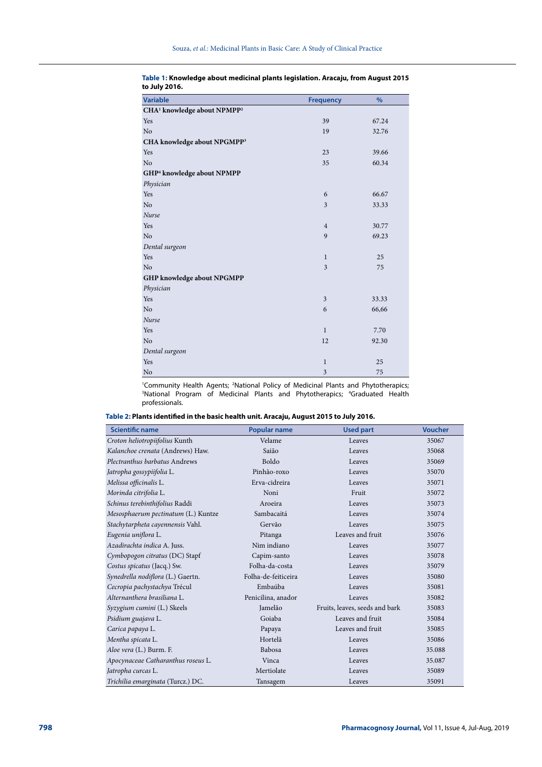**Table 1: Knowledge about medicinal plants legislation. Aracaju, from August 2015 to July 2016.**

| Variable | Frequency | % |
|---|---|---|
| **CHA[1] knowledge about NPMPP[2]** | | |
| Yes | 39 | 67.24 |
| No | 19 | 32.76 |
| **CHA knowledge about NPGMPP[3]** | | |
| Yes | 23 | 39.66 |
| No | 35 | 60.34 |
| **GHP[4] knowledge about NPMPP** | | |
| *Physician* | | |
| Yes | 6 | 66.67 |
| No | 3 | 33.33 |
| *Nurse* | | |
| Yes | 4 | 30.77 |
| No | 9 | 69.23 |
| *Dental surgeon* | | |
| Yes | 1 | 25 |
| No | 3 | 75 |
| **GHP knowledge about NPGMPP** | | |
| *Physician* | | |
| Yes | 3 | 33.33 |
| No | 6 | 66,66 |
| *Nurse* | | |
| Yes | 1 | 7.70 |
| No | 12 | 92.30 |
| *Dental surgeon* | | |
| Yes | 1 | 25 |
| No | 3 | 75 |

[1]Community Health Agents; [2]National Policy of Medicinal Plants and Phytotherapics; [3]National Program of Medicinal Plants and Phytotherapics; [4]Graduated Health professionals.

**Table 2: Plants identified in the basic health unit. Aracaju, August 2015 to July 2016.**

| Scientific name | Popular name | Used part | Voucher |
|---|---|---|---|
| *Croton heliotropiifolius* Kunth | Velame | Leaves | 35067 |
| *Kalanchoe crenata* (Andrews) Haw. | Saião | Leaves | 35068 |
| *Plectranthus barbatus* Andrews | Boldo | Leaves | 35069 |
| *Jatropha gossypiifolia* L. | Pinhão-roxo | Leaves | 35070 |
| *Melissa officinalis* L. | Erva-cidreira | Leaves | 35071 |
| *Morinda citrifolia* L. | Noni | Fruit | 35072 |
| *Schinus terebinthifolius* Raddi | Aroeira | Leaves | 35073 |
| *Mesosphaerum pectinatum* (L.) Kuntze | Sambacaitá | Leaves | 35074 |
| *Stachytarpheta cayennensis* Vahl. | Gervão | Leaves | 35075 |
| *Eugenia uniflora* L. | Pitanga | Leaves and fruit | 35076 |
| *Azadirachta indica* A. Juss. | Nim indiano | Leaves | 35077 |
| *Cymbopogon citratus* (DC) Stapf | Capim-santo | Leaves | 35078 |
| *Costus spicatus* (Jacq.) Sw. | Folha-da-costa | Leaves | 35079 |
| *Synedrella nodiflora* (L.) Gaertn. | Folha-de-feiticeira | Leaves | 35080 |
| *Cecropia pachystachya* Trécul | Embaúba | Leaves | 35081 |
| *Alternanthera brasiliana* L. | Penicilina, anador | Leaves | 35082 |
| *Syzygium cumini* (L.) Skeels | Jamelão | Fruits, leaves, seeds and bark | 35083 |
| *Psidium guajava* L. | Goiaba | Leaves and fruit | 35084 |
| *Carica papaya* L. | Papaya | Leaves and fruit | 35085 |
| *Mentha spicata* L. | Hortelã | Leaves | 35086 |
| *Aloe vera* (L.) Burm. F. | Babosa | Leaves | 35.088 |
| *Apocynaceae Catharanthus roseus* L. | Vinca | Leaves | 35.087 |
| *Jatropha curcas* L. | Mertiolate | Leaves | 35089 |
| *Trichilia emarginata* (Turcz.) DC. | Tansagem | Leaves | 35091 |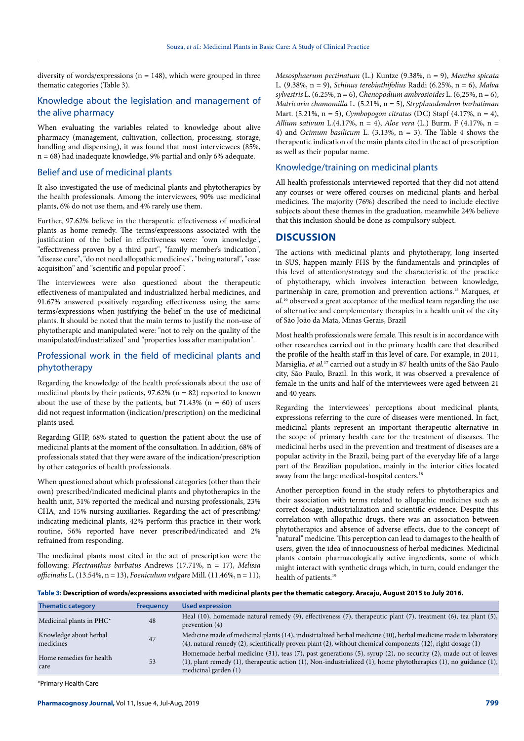diversity of words/expressions (n = 148), which were grouped in three thematic categories (Table 3).

## Knowledge about the legislation and management of the alive pharmacy

When evaluating the variables related to knowledge about alive pharmacy (management, cultivation, collection, processing, storage, handling and dispensing), it was found that most interviewees (85%, n = 68) had inadequate knowledge, 9% partial and only 6% adequate.

## Belief and use of medicinal plants

It also investigated the use of medicinal plants and phytotherapics by the health professionals. Among the interviewees, 90% use medicinal plants, 6% do not use them, and 4% rarely use them.

Further, 97.62% believe in the therapeutic effectiveness of medicinal plants as home remedy. The terms/expressions associated with the justification of the belief in effectiveness were: "own knowledge", "effectiveness proven by a third part", "family member's indication", "disease cure", "do not need allopathic medicines", "being natural", "ease acquisition" and "scientific and popular proof".

The interviewees were also questioned about the therapeutic effectiveness of manipulated and industrialized herbal medicines, and 91.67% answered positively regarding effectiveness using the same terms/expressions when justifying the belief in the use of medicinal plants. It should be noted that the main terms to justify the non-use of phytotherapic and manipulated were: "not to rely on the quality of the manipulated/industrialized" and "properties loss after manipulation".

## Professional work in the field of medicinal plants and phytotherapy

Regarding the knowledge of the health professionals about the use of medicinal plants by their patients, 97.62% (n = 82) reported to known about the use of these by the patients, but 71.43% (n = 60) of users did not request information (indication/prescription) on the medicinal plants used.

Regarding GHP, 68% stated to question the patient about the use of medicinal plants at the moment of the consultation. In addition, 68% of professionals stated that they were aware of the indication/prescription by other categories of health professionals.

When questioned about which professional categories (other than their own) prescribed/indicated medicinal plants and phytotherapics in the health unit, 31% reported the medical and nursing professionals, 23% CHA, and 15% nursing auxiliaries. Regarding the act of prescribing/indicating medicinal plants, 42% perform this practice in their work routine, 56% reported have never prescribed/indicated and 2% refrained from responding.

The medicinal plants most cited in the act of prescription were the following: *Plectranthus barbatus* Andrews (17.71%, n = 17), *Melissa officinalis* L. (13.54%, n = 13), *Foeniculum vulgare* Mill. (11.46%, n = 11), *Mesosphaerum pectinatum* (L.) Kuntze (9.38%, n = 9), *Mentha spicata* L. (9.38%, n = 9), *Schinus terebinthifolius* Raddi (6.25%, n = 6), *Malva sylvestris* L. (6.25%, n = 6), *Chenopodium ambrosioides* L. (6,25%, n = 6), *Matricaria chamomilla* L. (5.21%, n = 5), *Stryphnodendron barbatiman* Mart. (5.21%, n = 5), *Cymbopogon citratus* (DC) Stapf (4.17%, n = 4), *Allium sativum* L.(4.17%, n = 4), *Aloe vera* (L.) Burm. F (4.17%, n = 4) and *Ocimum basilicum* L. (3.13%, n = 3). The Table 4 shows the therapeutic indication of the main plants cited in the act of prescription as well as their popular name.

## Knowledge/training on medicinal plants

All health professionals interviewed reported that they did not attend any courses or were offered courses on medicinal plants and herbal medicines. The majority (76%) described the need to include elective subjects about these themes in the graduation, meanwhile 24% believe that this inclusion should be done as compulsory subject.

# DISCUSSION

The actions with medicinal plants and phytotherapy, long inserted in SUS, happen mainly FHS by the fundamentals and principles of this level of attention/strategy and the characteristic of the practice of phytotherapy, which involves interaction between knowledge, partnership in care, promotion and prevention actions.[15] Marques, *et al.*[16] observed a great acceptance of the medical team regarding the use of alternative and complementary therapies in a health unit of the city of São João da Mata, Minas Gerais, Brazil

Most health professionals were female. This result is in accordance with other researches carried out in the primary health care that described the profile of the health staff in this level of care. For example, in 2011, Marsiglia, *et al.*[17] carried out a study in 87 health units of the São Paulo city, São Paulo, Brazil. In this work, it was observed a prevalence of female in the units and half of the interviewees were aged between 21 and 40 years.

Regarding the interviewees' perceptions about medicinal plants, expressions referring to the cure of diseases were mentioned. In fact, medicinal plants represent an important therapeutic alternative in the scope of primary health care for the treatment of diseases. The medicinal herbs used in the prevention and treatment of diseases are a popular activity in the Brazil, being part of the everyday life of a large part of the Brazilian population, mainly in the interior cities located away from the large medical-hospital centers.[18]

Another perception found in the study refers to phytotherapics and their association with terms related to allopathic medicines such as correct dosage, industrialization and scientific evidence. Despite this correlation with allopathic drugs, there was an association between phytotherapics and absence of adverse effects, due to the concept of "natural" medicine. This perception can lead to damages to the health of users, given the idea of innocuousness of herbal medicines. Medicinal plants contain pharmacologically active ingredients, some of which might interact with synthetic drugs which, in turn, could endanger the health of patients.[19]

**Table 3: Description of words/expressions associated with medicinal plants per the thematic category. Aracaju, August 2015 to July 2016.**

| Thematic category | Frequency | Used expression |
| --- | --- | --- |
| Medicinal plants in PHC* | 48 | Heal (10), homemade natural remedy (9), effectiveness (7), therapeutic plant (7), treatment (6), tea plant (5), prevention (4) |
| Knowledge about herbal medicines | 47 | Medicine made of medicinal plants (14), industrialized herbal medicine (10), herbal medicine made in laboratory (4), natural remedy (2), scientifically proven plant (2), without chemical components (12), right dosage (1) |
| Home remedies for health care | 53 | Homemade herbal medicine (31), teas (7), past generations (5), syrup (2), no security (2), made out of leaves (1), plant remedy (1), therapeutic action (1), Non-industrialized (1), home phytotherapics (1), no guidance (1), medicinal garden (1) |

\*Primary Health Care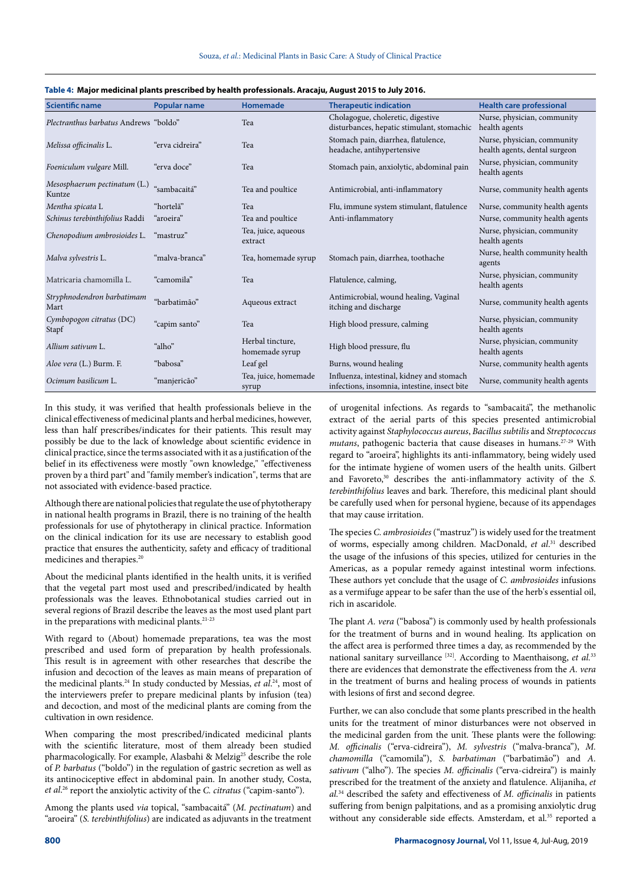**Table 4: Major medicinal plants prescribed by health professionals. Aracaju, August 2015 to July 2016.**

| Scientific name | Popular name | Homemade | Therapeutic indication | Health care professional |
|---|---|---|---|---|
| *Plectranthus barbatus* Andrews | "boldo" | Tea | Cholagogue, choleretic, digestive disturbances, hepatic stimulant, stomachic | Nurse, physician, community health agents |
| *Melissa officinalis* L. | "erva cidreira" | Tea | Stomach pain, diarrhea, flatulence, headache, antihypertensive | Nurse, physician, community health agents, dental surgeon |
| *Foeniculum vulgare* Mill. | "erva doce" | Tea | Stomach pain, anxiolytic, abdominal pain | Nurse, physician, community health agents |
| *Mesosphaerum pectinatum* (L.) Kuntze | "sambacaitá" | Tea and poultice | Antimicrobial, anti-inflammatory | Nurse, community health agents |
| *Mentha spicata* L | "hortelã" | Tea | Flu, immune system stimulant, flatulence | Nurse, community health agents |
| *Schinus terebinthifolius* Raddi | "aroeira" | Tea and poultice | Anti-inflammatory | Nurse, community health agents |
| *Chenopodium ambrosioides* L. | "mastruz" | Tea, juice, aqueous extract | | Nurse, physician, community health agents |
| *Malva sylvestris* L. | "malva-branca" | Tea, homemade syrup | Stomach pain, diarrhea, toothache | Nurse, health community health agents |
| Matricaria chamomilla L. | "camomila" | Tea | Flatulence, calming, | Nurse, physician, community health agents |
| *Stryphnodendron barbatimam* Mart | "barbatimão" | Aqueous extract | Antimicrobial, wound healing, Vaginal itching and discharge | Nurse, community health agents |
| *Cymbopogon citratus* (DC) Stapf | "capim santo" | Tea | High blood pressure, calming | Nurse, physician, community health agents |
| *Allium sativum* L. | "alho" | Herbal tincture, homemade syrup | High blood pressure, flu | Nurse, physician, community health agents |
| *Aloe vera* (L.) Burm. F. | "babosa" | Leaf gel | Burns, wound healing | Nurse, community health agents |
| *Ocimum basilicum* L. | "manjericão" | Tea, juice, homemade syrup | Influenza, intestinal, kidney and stomach infections, insomnia, intestine, insect bite | Nurse, community health agents |

In this study, it was verified that health professionals believe in the clinical effectiveness of medicinal plants and herbal medicines, however, less than half prescribes/indicates for their patients. This result may possibly be due to the lack of knowledge about scientific evidence in clinical practice, since the terms associated with it as a justification of the belief in its effectiveness were mostly "own knowledge", "effectiveness proven by a third part" and "family member's indication", terms that are not associated with evidence-based practice.

Although there are national policies that regulate the use of phytotherapy in national health programs in Brazil, there is no training of the health professionals for use of phytotherapy in clinical practice. Information on the clinical indication for its use are necessary to establish good practice that ensures the authenticity, safety and efficacy of traditional medicines and therapies.[20]

About the medicinal plants identified in the health units, it is verified that the vegetal part most used and prescribed/indicated by health professionals was the leaves. Ethnobotanical studies carried out in several regions of Brazil describe the leaves as the most used plant part in the preparations with medicinal plants.[21-23]

With regard to (About) homemade preparations, tea was the most prescribed and used form of preparation by health professionals. This result is in agreement with other researches that describe the infusion and decoction of the leaves as main means of preparation of the medicinal plants.[24] In study conducted by Messias, *et al*.[24], most of the interviewers prefer to prepare medicinal plants by infusion (tea) and decoction, and most of the medicinal plants are coming from the cultivation in own residence.

When comparing the most prescribed/indicated medicinal plants with the scientific literature, most of them already been studied pharmacologically. For example, Alasbahi & Melzig[25] describe the role of *P. barbatus* ("boldo") in the regulation of gastric secretion as well as the antinociceptive effect in abdominal pain. In another study, Costa, *et al*.[26] report the anxiolytic activity of the *C. citratus* ("capim-santo").

Among the plants used *via* topical, "sambacaitá" (*M. pectinatum*) and "aroeira" (*S. terebinthifolius*) are indicated as adjuvants in the treatment of urogenital infections. As regards to "sambacaitá", the methanolic extract of the aerial parts of this species presented antimicrobial activity against *Staphylococcus aureus*, *Bacillus subtilis* and *Streptococcus mutans*, pathogenic bacteria that cause diseases in humans.[27-29] With regard to "aroeira", highlights its anti-inflammatory, being widely used for the intimate hygiene of women users of the health units. Gilbert and Favoreto,[30] describes the anti-inflammatory activity of the *S. terebinthifolius* leaves and bark. Therefore, this medicinal plant should be carefully used when for personal hygiene, because of its appendages that may cause irritation.

The species *C. ambrosioides* ("mastruz") is widely used for the treatment of worms, especially among children. MacDonald, *et al*.[31] described the usage of the infusions of this species, utilized for centuries in the Americas, as a popular remedy against intestinal worm infections. These authors yet conclude that the usage of *C. ambrosioides* infusions as a vermifuge appear to be safer than the use of the herb's essential oil, rich in ascaridole.

The plant *A. vera* ("babosa") is commonly used by health professionals for the treatment of burns and in wound healing. Its application on the affect area is performed three times a day, as recommended by the national sanitary surveillance [32]. According to Maenthaisong, *et al*.[33] there are evidences that demonstrate the effectiveness from the *A. vera* in the treatment of burns and healing process of wounds in patients with lesions of first and second degree.

Further, we can also conclude that some plants prescribed in the health units for the treatment of minor disturbances were not observed in the medicinal garden from the unit. These plants were the following: *M. officinalis* ("erva-cidreira"), *M. sylvestris* ("malva-branca"), *M. chamomilla* ("camomila"), *S. barbatiman* ("barbatimão") and *A. sativum* ("alho"). The species *M. officinalis* ("erva-cidreira") is mainly prescribed for the treatment of the anxiety and flatulence. Alijaniha, *et al*.[34] described the safety and effectiveness of *M. officinalis* in patients suffering from benign palpitations, and as a promising anxiolytic drug without any considerable side effects. Amsterdam, et al.[35] reported a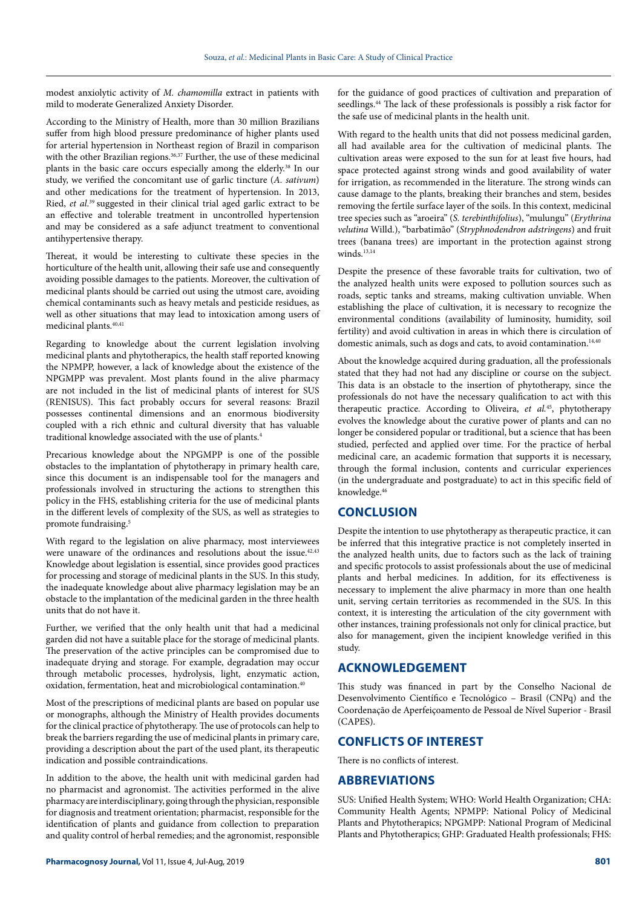modest anxiolytic activity of *M. chamomilla* extract in patients with mild to moderate Generalized Anxiety Disorder.

According to the Ministry of Health, more than 30 million Brazilians suffer from high blood pressure predominance of higher plants used for arterial hypertension in Northeast region of Brazil in comparison with the other Brazilian regions.[36,37] Further, the use of these medicinal plants in the basic care occurs especially among the elderly.[38] In our study, we verified the concomitant use of garlic tincture (*A. sativum*) and other medications for the treatment of hypertension. In 2013, Ried, *et al.*[39] suggested in their clinical trial aged garlic extract to be an effective and tolerable treatment in uncontrolled hypertension and may be considered as a safe adjunct treatment to conventional antihypertensive therapy.

Thereat, it would be interesting to cultivate these species in the horticulture of the health unit, allowing their safe use and consequently avoiding possible damages to the patients. Moreover, the cultivation of medicinal plants should be carried out using the utmost care, avoiding chemical contaminants such as heavy metals and pesticide residues, as well as other situations that may lead to intoxication among users of medicinal plants.[40,41]

Regarding to knowledge about the current legislation involving medicinal plants and phytotherapics, the health staff reported knowing the NPMPP, however, a lack of knowledge about the existence of the NPGMPP was prevalent. Most plants found in the alive pharmacy are not included in the list of medicinal plants of interest for SUS (RENISUS). This fact probably occurs for several reasons: Brazil possesses continental dimensions and an enormous biodiversity coupled with a rich ethnic and cultural diversity that has valuable traditional knowledge associated with the use of plants.[4]

Precarious knowledge about the NPGMPP is one of the possible obstacles to the implantation of phytotherapy in primary health care, since this document is an indispensable tool for the managers and professionals involved in structuring the actions to strengthen this policy in the FHS, establishing criteria for the use of medicinal plants in the different levels of complexity of the SUS, as well as strategies to promote fundraising.[5]

With regard to the legislation on alive pharmacy, most interviewees were unaware of the ordinances and resolutions about the issue.[42,43] Knowledge about legislation is essential, since provides good practices for processing and storage of medicinal plants in the SUS. In this study, the inadequate knowledge about alive pharmacy legislation may be an obstacle to the implantation of the medicinal garden in the three health units that do not have it.

Further, we verified that the only health unit that had a medicinal garden did not have a suitable place for the storage of medicinal plants. The preservation of the active principles can be compromised due to inadequate drying and storage. For example, degradation may occur through metabolic processes, hydrolysis, light, enzymatic action, oxidation, fermentation, heat and microbiological contamination.[40]

Most of the prescriptions of medicinal plants are based on popular use or monographs, although the Ministry of Health provides documents for the clinical practice of phytotherapy. The use of protocols can help to break the barriers regarding the use of medicinal plants in primary care, providing a description about the part of the used plant, its therapeutic indication and possible contraindications.

In addition to the above, the health unit with medicinal garden had no pharmacist and agronomist. The activities performed in the alive pharmacy are interdisciplinary, going through the physician, responsible for diagnosis and treatment orientation; pharmacist, responsible for the identification of plants and guidance from collection to preparation and quality control of herbal remedies; and the agronomist, responsible for the guidance of good practices of cultivation and preparation of seedlings.[44] The lack of these professionals is possibly a risk factor for the safe use of medicinal plants in the health unit.

With regard to the health units that did not possess medicinal garden, all had available area for the cultivation of medicinal plants. The cultivation areas were exposed to the sun for at least five hours, had space protected against strong winds and good availability of water for irrigation, as recommended in the literature. The strong winds can cause damage to the plants, breaking their branches and stem, besides removing the fertile surface layer of the soils. In this context, medicinal tree species such as "aroeira" (*S. terebinthifolius*), "mulungu" (*Erythrina velutina* Willd.), "barbatimão" (*Stryphnodendron adstringens*) and fruit trees (banana trees) are important in the protection against strong winds.[13,14]

Despite the presence of these favorable traits for cultivation, two of the analyzed health units were exposed to pollution sources such as roads, septic tanks and streams, making cultivation unviable. When establishing the place of cultivation, it is necessary to recognize the environmental conditions (availability of luminosity, humidity, soil fertility) and avoid cultivation in areas in which there is circulation of domestic animals, such as dogs and cats, to avoid contamination.[14,40]

About the knowledge acquired during graduation, all the professionals stated that they had not had any discipline or course on the subject. This data is an obstacle to the insertion of phytotherapy, since the professionals do not have the necessary qualification to act with this therapeutic practice. According to Oliveira, *et al.*[45], phytotherapy evolves the knowledge about the curative power of plants and can no longer be considered popular or traditional, but a science that has been studied, perfected and applied over time. For the practice of herbal medicinal care, an academic formation that supports it is necessary, through the formal inclusion, contents and curricular experiences (in the undergraduate and postgraduate) to act in this specific field of knowledge.[46]

## CONCLUSION

Despite the intention to use phytotherapy as therapeutic practice, it can be inferred that this integrative practice is not completely inserted in the analyzed health units, due to factors such as the lack of training and specific protocols to assist professionals about the use of medicinal plants and herbal medicines. In addition, for its effectiveness is necessary to implement the alive pharmacy in more than one health unit, serving certain territories as recommended in the SUS. In this context, it is interesting the articulation of the city government with other instances, training professionals not only for clinical practice, but also for management, given the incipient knowledge verified in this study.

## ACKNOWLEDGEMENT

This study was financed in part by the Conselho Nacional de Desenvolvimento Científico e Tecnológico – Brasil (CNPq) and the Coordenação de Aperfeiçoamento de Pessoal de Nível Superior - Brasil (CAPES).

## CONFLICTS OF INTEREST

There is no conflicts of interest.

## ABBREVIATIONS

SUS: Unified Health System; WHO: World Health Organization; CHA: Community Health Agents; NPMPP: National Policy of Medicinal Plants and Phytotherapics; NPGMPP: National Program of Medicinal Plants and Phytotherapics; GHP: Graduated Health professionals; FHS: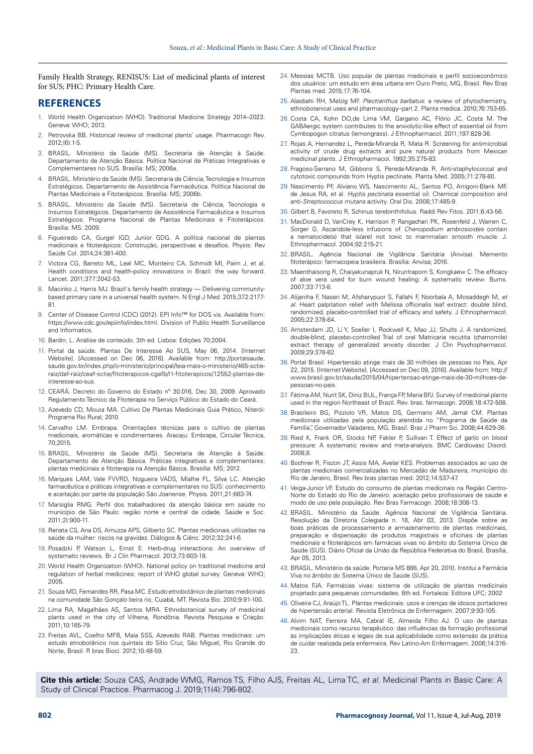Family Health Strategy, RENISUS: List of medicinal plants of interest for SUS; PHC: Primary Health Care.

## REFERENCES

1. World Health Organization (WHO). Traditional Medicine Strategy 2014–2023. Geneva: WHO; 2013.
2. Petrovska BB. Historical review of medicinal plants' usage. Pharmacogn Rev. 2012;(6):1-5.
3. BRASIL. Ministério da Saúde (MS). Secretaria de Atenção à Saúde. Departamento de Atenção Básica. Política Nacional de Práticas Integrativas e Complementares no SUS. Brasília: MS; 2006a.
4. BRASIL. Ministério da Saúde (MS). Secretaria de Ciência, Tecnologia e Insumos Estratégicos. Departamento de Assistência Farmacêutica. Política Nacional de Plantas Medicinais e Fitoterápicos. Brasília: MS; 2006b.
5. BRASIL. Ministério da Saúde (MS). Secretaria de Ciência, Tecnologia e Insumos Estratégicos. Departamento de Assistência Farmacêutica e Insumos Estratégicos. Programa Nacional de Plantas Medicinais e Fitoterápicos. Brasília: MS; 2009.
6. Figueiredo CA, Gurgel IGD, Junior GDG. A política nacional de plantas medicinais e fitoterápicos: Construção, perspectivas e desafios. Physis: Rev Saúde Col. 2014;24:381-400.
7. Victora CG, Barreto ML, Leal MC, Monteiro CA, Schmidt MI, Paim J, et al. Health conditions and health-policy innovations in Brazil: the way forward. Lancet. 2011;377:2042-53.
8. Macinko J, Harris MJ. Brazil's family health strategy — Delivering community-based primary care in a universal health system. N Engl J Med. 2015;372:2177-81.
9. Center of Disease Control (CDC) (2012). EPI Info™ for DOS vis. Available from: https://www.cdc.gov/epiinfo/index.html. Division of Public Health Surveillance and Informatics.
10. Bardin, L. Análise de conteúdo. 3th ed. Lisboa: Edições 70;2004.
11. Portal da saúde. Plantas De Interesse Ao SUS, May 06, 2014. [Internet Website]. [Accessed on Dec 06, 2016]. Available from: http://portalsaude.saude.gov.br/index.php/o-ministerio/principal/leia-mais-o-ministerio/465-sctie-raiz/daf-raiz/ceaf-sctie/fitoterapicos-cgafb/l1-fitoterapicos/12552-plantas-de-interesse-ao-sus.
12. CEARÁ. Decreto do Governo do Estado nº 30.016, Dec 30, 2009. Aprovado Regulamento Técnico da Fitoterapia no Serviço Público do Estado do Ceará.
13. Azevedo CD, Moura MA. Cultivo De Plantas Medicinais Guia Prático, Niterói: Programa Rio Rural; 2010.
14. Carvalho LM. Embrapa. Orientações técnicas para o cultivo de plantas medicinais, aromáticas e condimentares. Aracaju: Embrapa, Circular Técnica, 70;2015.
15. BRASIL. Ministério da Saúde (MS). Secretaria de Atenção à Saúde. Departamento de Atenção Básica. Práticas integrativas e complementares: plantas medicinais e fitoterapia na Atenção Básica. Brasília: MS; 2012.
16. Marques LAM, Vale FVVRD, Nogueira VADS, Mialhe FL, Silva LC. Atenção farmacêutica e práticas integrativas e complementares no SUS: conhecimento e aceitação por parte da população São Joanense. Physis. 2011;21:663-74.
17. Marsiglia RMG. Perfil dos trabalhadores da atenção básica em saúde no município de São Paulo: região norte e central da cidade. Saúde e Soc. 2011;2):900-11.
18. Renata CS, Ana DS, Amuzza APS, Gilberto SC. Plantas medicinais utilizadas na saúde da mulher: riscos na gravidez. Diálogos & Ciênc. 2012;32:241-6.
19. Posadzki P, Watson L, Ernst E. Herb-drug interactions: An overview of systematic reviews. Br J Clin Pharmacol. 2013;73:603-18.
20. World Health Organization (WHO). National policy on traditional medicine and regulation of herbal medicines: report of WHO global survey. Geneva: WHO; 2005.
21. Souza MD, Fernandes RR, Pasa MC. Estudo etnobotânico de plantas medicinais na comunidade São Gonçalo beira rio, Cuiabá, MT. Revista Bio. 2010;9:91-100.
22. Lima RA, Magalhães AS, Santos MRA. Ethnobotanical survey of medicinal plants used in the city of Vilhena, Rondônia. Revista Pesquisa e Criação. 2011;10:165-79.
23. Freitas AVL, Coelho MFB, Maia SSS, Azevedo RAB. Plantas medicinais: um estudo etnobotânico nos quintais do Sítio Cruz, São Miguel, Rio Grande do Norte, Brasil. R bras Bioci. 2012;10:48-59.
24. Messias MCTB. Uso popular de plantas medicinais e perfil socioeconômico dos usuários: um estudo em área urbana em Ouro Preto, MG, Brasil. Rev Bras Plantas med. 2015;17:76-104.
25. Alasbahi RH, Melzig MF. *Plectranthus barbatus*: a review of phytochemistry, ethnobotanical uses and pharmacology–part 2. Planta medica. 2010;76:753-65.
26. Costa CA, Kohn DO,de Lima VM, Gargano AC, Flório JC, Costa M. The GABAergic system contributes to the anxiolytic-like effect of essential oil from Cymbopogon citratus (lemongrass). J Ethnopharmacol. 2011;197:828-36.
27. Rojas A, Hernandez L, Pereda-Miranda R, Mata R. Screening for antimicrobial activity of crude drug extracts and pure natural products from Mexican medicinal plants. J Ethnopharmacol. 1992;35:275-83.
28. Fragoso-Serrano M, Gibbons S, Pereda-Miranda R. Anti-staphylococcal and cytotoxic compounds from Hyptis pectinate. Planta Med. 2005;71:278-80.
29. Nascimento PF, Alviano WS, Nascimento AL, Santos PO, Arrigoni-Blank MF, de Jesus RA, et al. *Hyptis pectinata* essential oil: Chemical composition and anti-*Streptococcus mutans* activity. Oral Dis. 2008;17:485-9.
30. Gilbert B, Favoreto R. Schinus terebinthifolius. Raddi Rev Fitos. 2011;6:43-56.
31. MacDonald D, VanCrey K, Harrison P, Rangachari PK, Rosenfeld J, Warren C, Sorger G. Ascaridole-less infusions of *Chenopodium ambrosioides* contain a nematocide(s) that is(are) not toxic to mammalian smooth muscle. J. Ethnopharmacol. 2004;92:215-21.
32. BRASIL. Agência Nacional de Vigilância Sanitária (Anvisa). Memento fitoterápico: farmacopeia brasileira. Brasília: Anvisa; 2016.
33. Maenthaisong R, Chaiyakunapruk N, Niruntraporn S, Kongkaew C. The efficacy of aloe vera used for burn wound healing: A systematic review. Burns. 2007;33:713-8.
34. Alijaniha F, Naseri M, Afsharypuor S, Fallahi F, Noorbala A, Mosaddegh M, *et al.* Heart palpitation relief with Melissa officinalis leaf extract: double blind, randomized, placebo-controlled trial of efficacy and safety. J Ethnopharmacol. 2005;22:378-84.
35. Amsterdam JD, Li Y, Soeller I, Rockwell K, Mao JJ, Shults J. A randomized, double-blind, placebo-controlled Trial of oral Matricaria recutita (chamomile) extract therapy of generalized anxiety disorder. J Clin Psychopharmacol. 2009;29:378-82.
36. Portal Brasil. Hipertensão atinge mais de 30 milhões de pessoas no País, Apr 22, 2015. [Internet Website]. [Accessed on Dec 09, 2016]. Available from: http://www.brasil.gov.br/saude/2015/04/hipertensao-atinge-mais-de-30-milhoes-de-pessoas-no-pais.
37. Fátima AM, Nurit SK, Diniz BIJL, França FP, Maria BFJ. Survey of medicinal plants used in the region Northeast of Brazil. Rev. bras. farmacogn. 2008;18:472-508.
38. Brasileiro BG, Pizziolo VR, Matos DS, Germano AM, Jamal CM. Plantas medicinais utilizadas pela população atendida no "Programa de Saúde da Família", Governador Valadares, MG, Brasil. Braz J Pharm Sci. 2008;44:629-36.
39. Ried K, Frank OR, Stocks NP, Fakler P, Sullivan T. Effect of garlic on blood pressure: A systematic review and meta-analysis. BMC Cardiovasc Disord. 2008;8.
40. Bochner R, Fiszon JT, Assis MA, Avelar KES. Problemas associados ao uso de plantas medicinais comercializadas no Mercadão de Madureira, município do Rio de Janeiro, Brasil. Rev bras plantas med. 2012;14:537-47.
41. Veiga-Junior VF. Estudo do consumo de plantas medicinais na Região Centro-Norte do Estado do Rio de Janeiro: aceitação pelos profissionais de saúde e modo de uso pela população. Rev Bras Farmacogn. 2008;18:308-13.
42. BRASIL. Ministério da Saúde. Agência Nacional de Vigilância Sanitária. Resolução da Diretoria Colegiada n. 18, Abr 03, 2013. Dispõe sobre as boas práticas de processamento e armazenamento de plantas medicinais, preparação e dispensação de produtos magistrais e oficinais de plantas medicinais e fitoterápicos em farmácias vivas no âmbito do Sistema Único de Saúde (SUS). Diário Oficial da União da República Federativa do Brasil, Brasília, Apr 05, 2013.
43. BRASIL. Ministério da saúde. Portaria MS 886, Apr 20, 2010. Institui a Farmácia Viva no âmbito do Sistema Único de Saúde (SUS).
44. Matos FJA. Farmácias vivas: sistema de utilização de plantas medicinais projetado para pequenas comunidades. 8th ed. Fortaleza: Editora UFC; 2002
45. Oliveira CJ, Araújo TL. Plantas medicinais: usos e crenças de idosos portadores de hipertensão arterial. Revista Eletrônica de Enfermagem. 2007;9:93-105.
46. Alvim NAT, Ferreira MA, Cabral IE, Almeida Filho AJ. O uso de plantas medicinais como recurso terapêutico: das influências da formação profissional às implicações éticas e legais de sua aplicabilidade como extensão da prática de cuidar realizada pela enfermeira. Rev Latino-Am Enfermagem. 2006;14:316-23.

**Cite this article:** Souza CAS, Andrade WMG, Ramos TS, Filho AJS, Freitas AL, Lima TC, *et al*. Medicinal Plants in Basic Care: A Study of Clinical Practice. Pharmacog J. 2019;11(4):796-802.